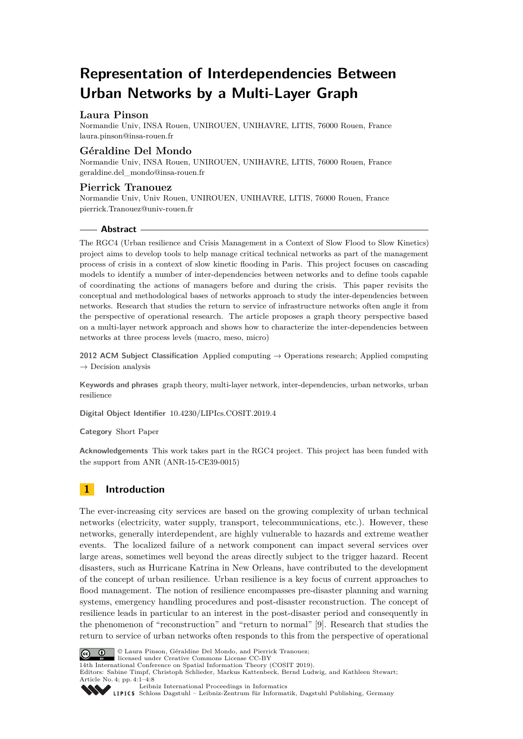# Representation of Interdependencies Between Urban Networks by a Multi-Layer Graph

**Laura Pinson**
Normandie Univ, INSA Rouen, UNIROUEN, UNIHAVRE, LITIS, 76000 Rouen, France
laura.pinson@insa-rouen.fr

**Géraldine Del Mondo**
Normandie Univ, INSA Rouen, UNIROUEN, UNIHAVRE, LITIS, 76000 Rouen, France
geraldine.del_mondo@insa-rouen.fr

**Pierrick Tranouez**
Normandie Univ, Univ Rouen, UNIROUEN, UNIHAVRE, LITIS, 76000 Rouen, France
pierrick.Tranouez@univ-rouen.fr

## Abstract

The RGC4 (Urban resilience and Crisis Management in a Context of Slow Flood to Slow Kinetics) project aims to develop tools to help manage critical technical networks as part of the management process of crisis in a context of slow kinetic flooding in Paris. This project focuses on cascading models to identify a number of inter-dependencies between networks and to define tools capable of coordinating the actions of managers before and during the crisis. This paper revisits the conceptual and methodological bases of networks approach to study the inter-dependencies between networks. Research that studies the return to service of infrastructure networks often angle it from the perspective of operational research. The article proposes a graph theory perspective based on a multi-layer network approach and shows how to characterize the inter-dependencies between networks at three process levels (macro, meso, micro)

**2012 ACM Subject Classification** Applied computing → Operations research; Applied computing → Decision analysis

**Keywords and phrases** graph theory, multi-layer network, inter-dependencies, urban networks, urban resilience

**Digital Object Identifier** 10.4230/LIPIcs.COSIT.2019.4

**Category** Short Paper

**Acknowledgements** This work takes part in the RGC4 project. This project has been funded with the support from ANR (ANR-15-CE39-0015)

## 1 Introduction

The ever-increasing city services are based on the growing complexity of urban technical networks (electricity, water supply, transport, telecommunications, etc.). However, these networks, generally interdependent, are highly vulnerable to hazards and extreme weather events. The localized failure of a network component can impact several services over large areas, sometimes well beyond the areas directly subject to the trigger hazard. Recent disasters, such as Hurricane Katrina in New Orleans, have contributed to the development of the concept of urban resilience. Urban resilience is a key focus of current approaches to flood management. The notion of resilience encompasses pre-disaster planning and warning systems, emergency handling procedures and post-disaster reconstruction. The concept of resilience leads in particular to an interest in the post-disaster period and consequently in the phenomenon of "reconstruction" and "return to normal" [9]. Research that studies the return to service of urban networks often responds to this from the perspective of operational

© Laura Pinson, Géraldine Del Mondo, and Pierrick Tranouez;
licensed under Creative Commons License CC-BY
14th International Conference on Spatial Information Theory (COSIT 2019).
Editors: Sabine Timpf, Christoph Schlieder, Markus Kattenbeck, Bernd Ludwig, and Kathleen Stewart;
Article No. 4; pp. 4:1–4:8
Leibniz International Proceedings in Informatics
Schloss Dagstuhl – Leibniz-Zentrum für Informatik, Dagstuhl Publishing, Germany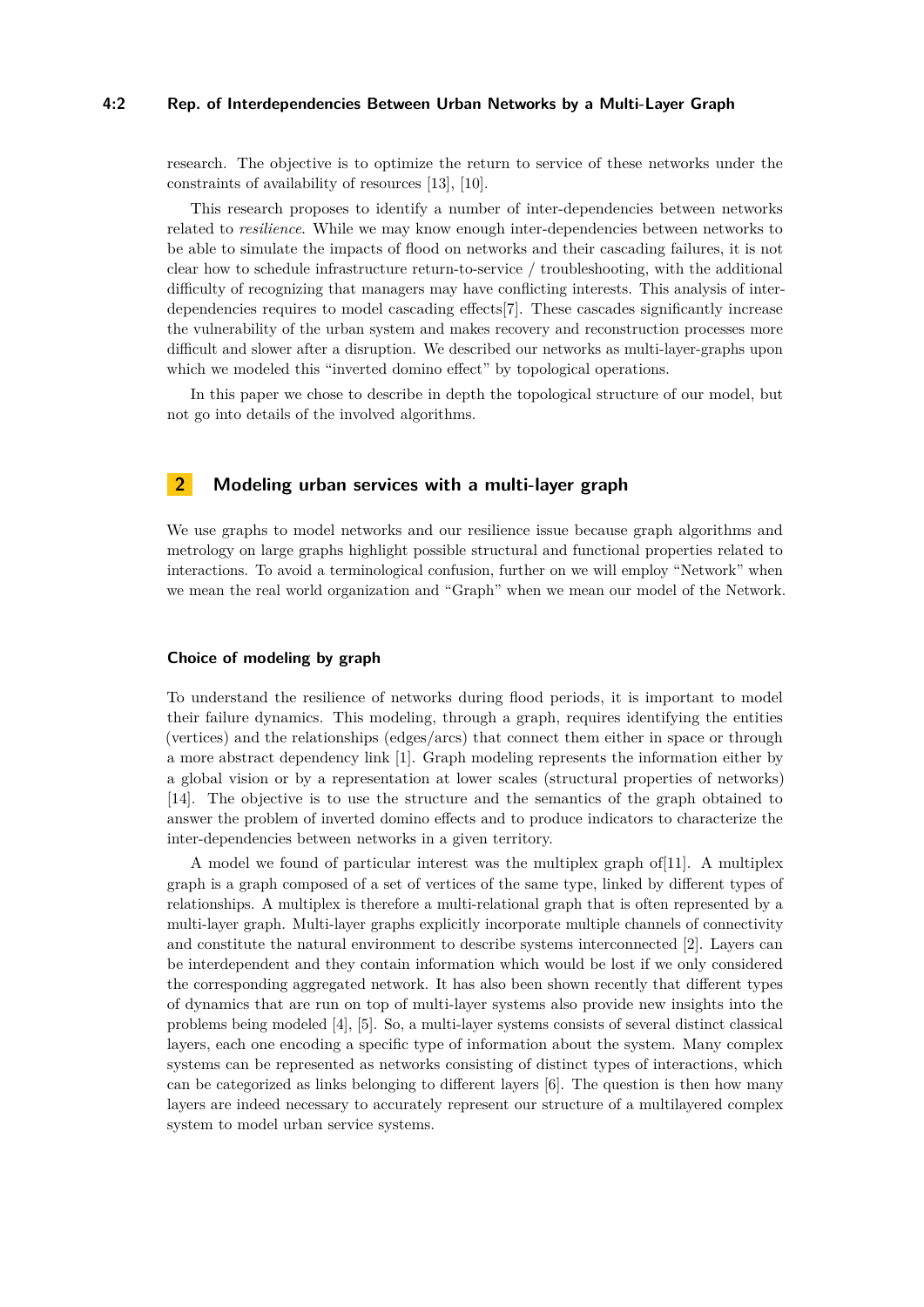research. The objective is to optimize the return to service of these networks under the constraints of availability of resources [13], [10].

This research proposes to identify a number of inter-dependencies between networks related to *resilience*. While we may know enough inter-dependencies between networks to be able to simulate the impacts of flood on networks and their cascading failures, it is not clear how to schedule infrastructure return-to-service / troubleshooting, with the additional difficulty of recognizing that managers may have conflicting interests. This analysis of inter-dependencies requires to model cascading effects[7]. These cascades significantly increase the vulnerability of the urban system and makes recovery and reconstruction processes more difficult and slower after a disruption. We described our networks as multi-layer-graphs upon which we modeled this "inverted domino effect" by topological operations.

In this paper we chose to describe in depth the topological structure of our model, but not go into details of the involved algorithms.

## 2 Modeling urban services with a multi-layer graph

We use graphs to model networks and our resilience issue because graph algorithms and metrology on large graphs highlight possible structural and functional properties related to interactions. To avoid a terminological confusion, further on we will employ "Network" when we mean the real world organization and "Graph" when we mean our model of the Network.

### Choice of modeling by graph

To understand the resilience of networks during flood periods, it is important to model their failure dynamics. This modeling, through a graph, requires identifying the entities (vertices) and the relationships (edges/arcs) that connect them either in space or through a more abstract dependency link [1]. Graph modeling represents the information either by a global vision or by a representation at lower scales (structural properties of networks) [14]. The objective is to use the structure and the semantics of the graph obtained to answer the problem of inverted domino effects and to produce indicators to characterize the inter-dependencies between networks in a given territory.

A model we found of particular interest was the multiplex graph of[11]. A multiplex graph is a graph composed of a set of vertices of the same type, linked by different types of relationships. A multiplex is therefore a multi-relational graph that is often represented by a multi-layer graph. Multi-layer graphs explicitly incorporate multiple channels of connectivity and constitute the natural environment to describe systems interconnected [2]. Layers can be interdependent and they contain information which would be lost if we only considered the corresponding aggregated network. It has also been shown recently that different types of dynamics that are run on top of multi-layer systems also provide new insights into the problems being modeled [4], [5]. So, a multi-layer systems consists of several distinct classical layers, each one encoding a specific type of information about the system. Many complex systems can be represented as networks consisting of distinct types of interactions, which can be categorized as links belonging to different layers [6]. The question is then how many layers are indeed necessary to accurately represent our structure of a multilayered complex system to model urban service systems.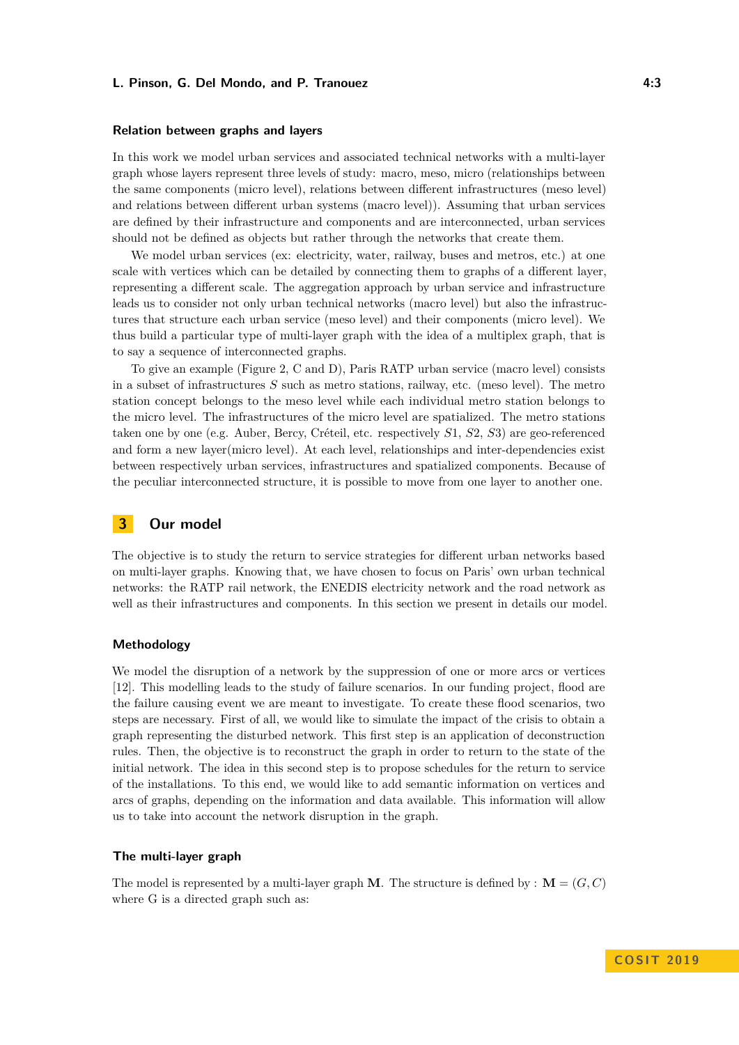### Relation between graphs and layers

In this work we model urban services and associated technical networks with a multi-layer graph whose layers represent three levels of study: macro, meso, micro (relationships between the same components (micro level), relations between different infrastructures (meso level) and relations between different urban systems (macro level)). Assuming that urban services are defined by their infrastructure and components and are interconnected, urban services should not be defined as objects but rather through the networks that create them.

We model urban services (ex: electricity, water, railway, buses and metros, etc.) at one scale with vertices which can be detailed by connecting them to graphs of a different layer, representing a different scale. The aggregation approach by urban service and infrastructure leads us to consider not only urban technical networks (macro level) but also the infrastructures that structure each urban service (meso level) and their components (micro level). We thus build a particular type of multi-layer graph with the idea of a multiplex graph, that is to say a sequence of interconnected graphs.

To give an example (Figure 2, C and D), Paris RATP urban service (macro level) consists in a subset of infrastructures $S$ such as metro stations, railway, etc. (meso level). The metro station concept belongs to the meso level while each individual metro station belongs to the micro level. The infrastructures of the micro level are spatialized. The metro stations taken one by one (e.g. Auber, Bercy, Créteil, etc. respectively $S1$, $S2$, $S3$) are geo-referenced and form a new layer(micro level). At each level, relationships and inter-dependencies exist between respectively urban services, infrastructures and spatialized components. Because of the peculiar interconnected structure, it is possible to move from one layer to another one.

## 3 Our model

The objective is to study the return to service strategies for different urban networks based on multi-layer graphs. Knowing that, we have chosen to focus on Paris' own urban technical networks: the RATP rail network, the ENEDIS electricity network and the road network as well as their infrastructures and components. In this section we present in details our model.

### Methodology

We model the disruption of a network by the suppression of one or more arcs or vertices [12]. This modelling leads to the study of failure scenarios. In our funding project, flood are the failure causing event we are meant to investigate. To create these flood scenarios, two steps are necessary. First of all, we would like to simulate the impact of the crisis to obtain a graph representing the disturbed network. This first step is an application of deconstruction rules. Then, the objective is to reconstruct the graph in order to return to the state of the initial network. The idea in this second step is to propose schedules for the return to service of the installations. To this end, we would like to add semantic information on vertices and arcs of graphs, depending on the information and data available. This information will allow us to take into account the network disruption in the graph.

### The multi-layer graph

The model is represented by a multi-layer graph $\mathbf{M}$. The structure is defined by : $\mathbf{M} = (G, C)$ where G is a directed graph such as: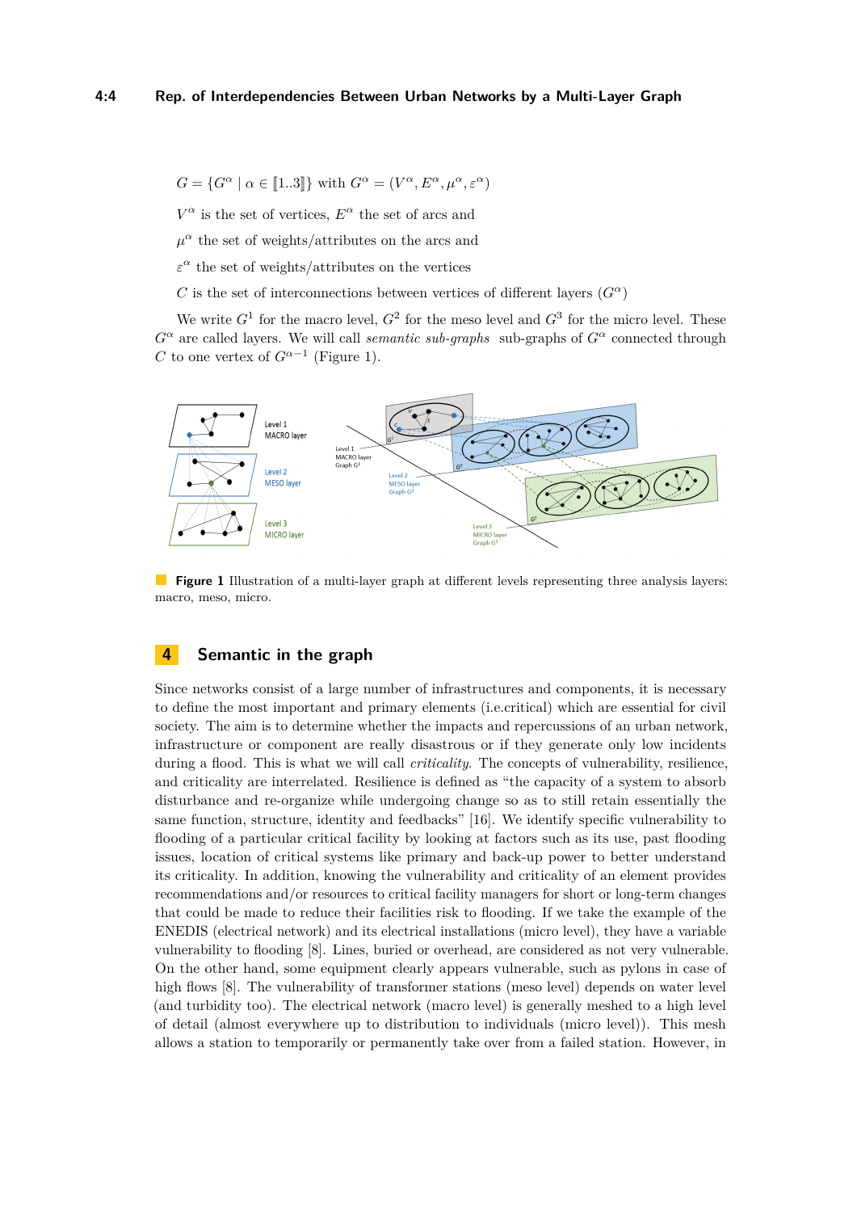$G = \{G^\alpha \mid \alpha \in [\![1..3]\!]\}$ with $G^\alpha = (V^\alpha, E^\alpha, \mu^\alpha, \varepsilon^\alpha)$

$V^\alpha$ is the set of vertices, $E^\alpha$ the set of arcs and

$\mu^\alpha$ the set of weights/attributes on the arcs and

$\varepsilon^\alpha$ the set of weights/attributes on the vertices

$C$ is the set of interconnections between vertices of different layers ($G^\alpha$)

We write $G^1$ for the macro level, $G^2$ for the meso level and $G^3$ for the micro level. These $G^\alpha$ are called layers. We will call *semantic sub-graphs* sub-graphs of $G^\alpha$ connected through $C$ to one vertex of $G^{\alpha-1}$ (Figure 1).

**Figure 1** Illustration of a multi-layer graph at different levels representing three analysis layers: macro, meso, micro.

## 4 Semantic in the graph

Since networks consist of a large number of infrastructures and components, it is necessary to define the most important and primary elements (i.e.critical) which are essential for civil society. The aim is to determine whether the impacts and repercussions of an urban network, infrastructure or component are really disastrous or if they generate only low incidents during a flood. This is what we will call *criticality*. The concepts of vulnerability, resilience, and criticality are interrelated. Resilience is defined as "the capacity of a system to absorb disturbance and re-organize while undergoing change so as to still retain essentially the same function, structure, identity and feedbacks" [16]. We identify specific vulnerability to flooding of a particular critical facility by looking at factors such as its use, past flooding issues, location of critical systems like primary and back-up power to better understand its criticality. In addition, knowing the vulnerability and criticality of an element provides recommendations and/or resources to critical facility managers for short or long-term changes that could be made to reduce their facilities risk to flooding. If we take the example of the ENEDIS (electrical network) and its electrical installations (micro level), they have a variable vulnerability to flooding [8]. Lines, buried or overhead, are considered as not very vulnerable. On the other hand, some equipment clearly appears vulnerable, such as pylons in case of high flows [8]. The vulnerability of transformer stations (meso level) depends on water level (and turbidity too). The electrical network (macro level) is generally meshed to a high level of detail (almost everywhere up to distribution to individuals (micro level)). This mesh allows a station to temporarily or permanently take over from a failed station. However, in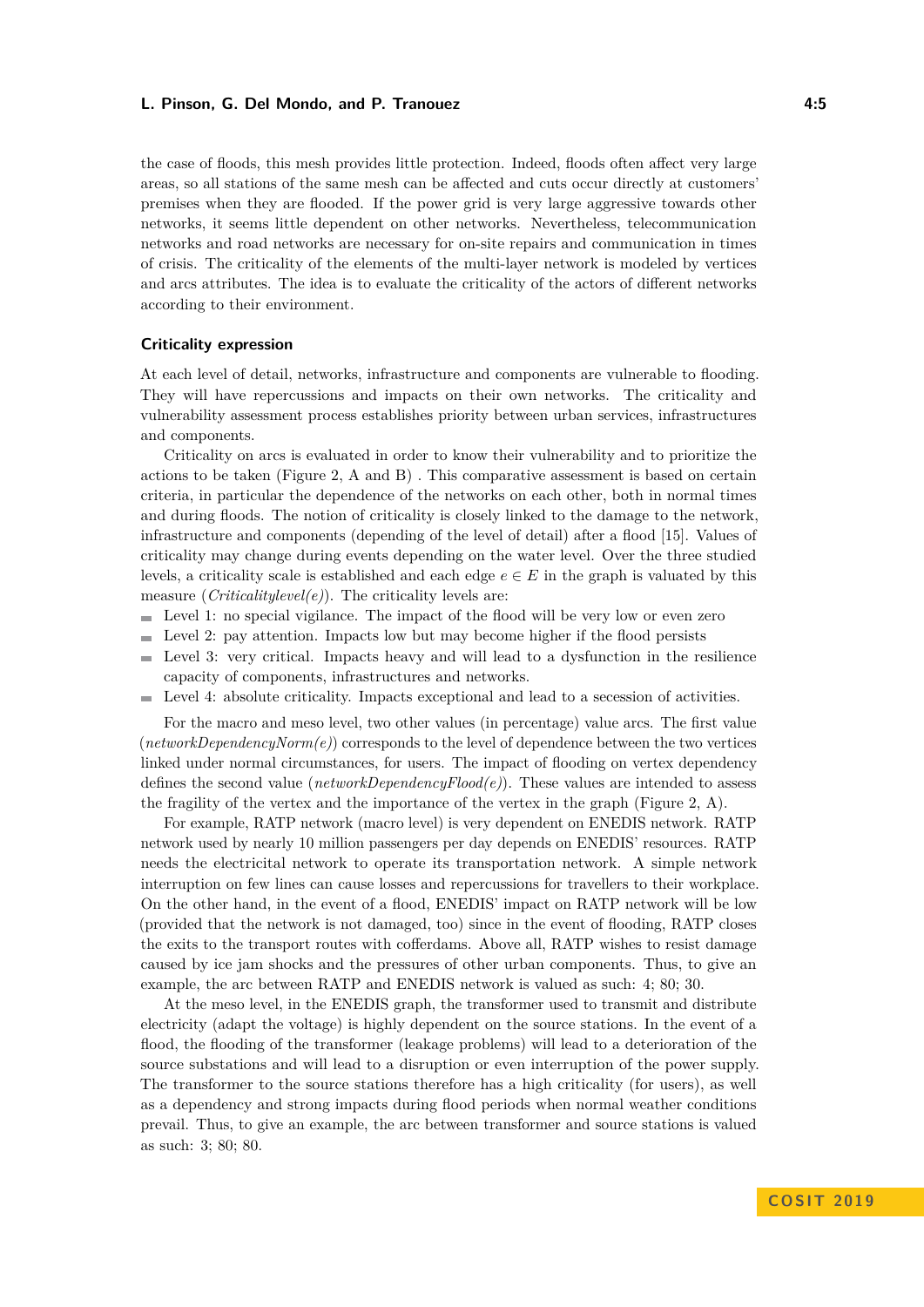the case of floods, this mesh provides little protection. Indeed, floods often affect very large areas, so all stations of the same mesh can be affected and cuts occur directly at customers' premises when they are flooded. If the power grid is very large aggressive towards other networks, it seems little dependent on other networks. Nevertheless, telecommunication networks and road networks are necessary for on-site repairs and communication in times of crisis. The criticality of the elements of the multi-layer network is modeled by vertices and arcs attributes. The idea is to evaluate the criticality of the actors of different networks according to their environment.

### Criticality expression

At each level of detail, networks, infrastructure and components are vulnerable to flooding. They will have repercussions and impacts on their own networks. The criticality and vulnerability assessment process establishes priority between urban services, infrastructures and components.

Criticality on arcs is evaluated in order to know their vulnerability and to prioritize the actions to be taken (Figure 2, A and B) . This comparative assessment is based on certain criteria, in particular the dependence of the networks on each other, both in normal times and during floods. The notion of criticality is closely linked to the damage to the network, infrastructure and components (depending of the level of detail) after a flood [15]. Values of criticality may change during events depending on the water level. Over the three studied levels, a criticality scale is established and each edge $e \in E$ in the graph is valuated by this measure (*Criticalitylevel(e)*). The criticality levels are:

- Level 1: no special vigilance. The impact of the flood will be very low or even zero
- Level 2: pay attention. Impacts low but may become higher if the flood persists
- Level 3: very critical. Impacts heavy and will lead to a dysfunction in the resilience capacity of components, infrastructures and networks.
- Level 4: absolute criticality. Impacts exceptional and lead to a secession of activities.

For the macro and meso level, two other values (in percentage) value arcs. The first value (*networkDependencyNorm(e)*) corresponds to the level of dependence between the two vertices linked under normal circumstances, for users. The impact of flooding on vertex dependency defines the second value (*networkDependencyFlood(e)*). These values are intended to assess the fragility of the vertex and the importance of the vertex in the graph (Figure 2, A).

For example, RATP network (macro level) is very dependent on ENEDIS network. RATP network used by nearly 10 million passengers per day depends on ENEDIS' resources. RATP needs the electricital network to operate its transportation network. A simple network interruption on few lines can cause losses and repercussions for travellers to their workplace. On the other hand, in the event of a flood, ENEDIS' impact on RATP network will be low (provided that the network is not damaged, too) since in the event of flooding, RATP closes the exits to the transport routes with cofferdams. Above all, RATP wishes to resist damage caused by ice jam shocks and the pressures of other urban components. Thus, to give an example, the arc between RATP and ENEDIS network is valued as such: 4; 80; 30.

At the meso level, in the ENEDIS graph, the transformer used to transmit and distribute electricity (adapt the voltage) is highly dependent on the source stations. In the event of a flood, the flooding of the transformer (leakage problems) will lead to a deterioration of the source substations and will lead to a disruption or even interruption of the power supply. The transformer to the source stations therefore has a high criticality (for users), as well as a dependency and strong impacts during flood periods when normal weather conditions prevail. Thus, to give an example, the arc between transformer and source stations is valued as such: 3; 80; 80.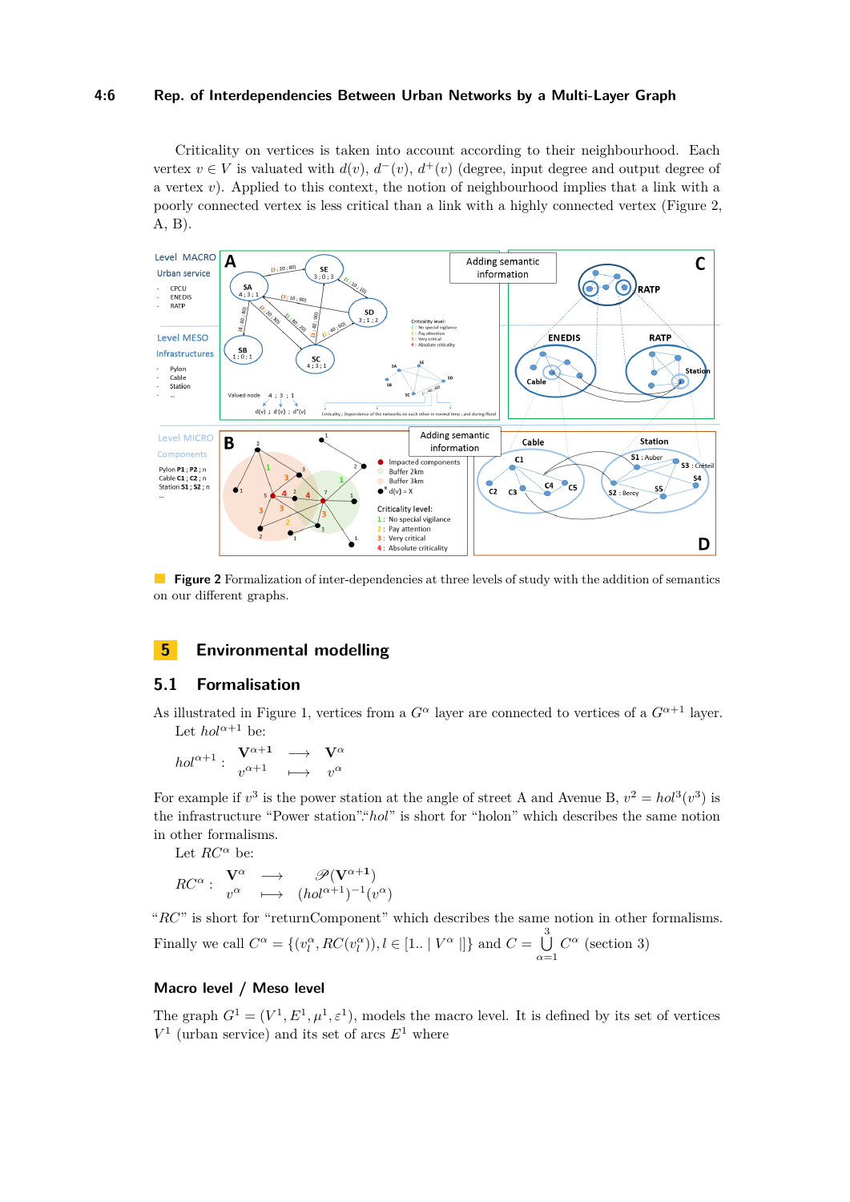Criticality on vertices is taken into account according to their neighbourhood. Each vertex $v \in V$ is valuated with $d(v)$, $d^-(v)$, $d^+(v)$ (degree, input degree and output degree of a vertex $v$). Applied to this context, the notion of neighbourhood implies that a link with a poorly connected vertex is less critical than a link with a highly connected vertex (Figure 2, A, B).

**Figure 2** Formalization of inter-dependencies at three levels of study with the addition of semantics on our different graphs.

# 5 Environmental modelling

## 5.1 Formalisation

As illustrated in Figure 1, vertices from a $G^\alpha$ layer are connected to vertices of a $G^{\alpha+1}$ layer.

Let $hol^{\alpha+1}$ be:

$$hol^{\alpha+1}: \begin{array}{ccc} \mathbf{V}^{\alpha+1} & \longrightarrow & \mathbf{V}^{\alpha} \\ v^{\alpha+1} & \longmapsto & v^{\alpha} \end{array}$$

For example if $v^3$ is the power station at the angle of street A and Avenue B, $v^2 = hol^3(v^3)$ is the infrastructure "Power station"."*hol*" is short for "holon" which describes the same notion in other formalisms.

Let $RC^\alpha$ be:

$$RC^\alpha: \begin{array}{ccc} \mathbf{V}^{\alpha} & \longrightarrow & \mathscr{P}(\mathbf{V}^{\alpha+1}) \\ v^{\alpha} & \longmapsto & (hol^{\alpha+1})^{-1}(v^\alpha) \end{array}$$

"*RC*" is short for "returnComponent" which describes the same notion in other formalisms.

Finally we call $C^\alpha = \{(v_l^\alpha, RC(v_l^\alpha)), l \in [1.. \mid V^\alpha \mid]\}$ and $C = \bigcup_{\alpha=1}^{3} C^\alpha$ (section 3)

### Macro level / Meso level

The graph $G^1 = (V^1, E^1, \mu^1, \varepsilon^1)$, models the macro level. It is defined by its set of vertices $V^1$ (urban service) and its set of arcs $E^1$ where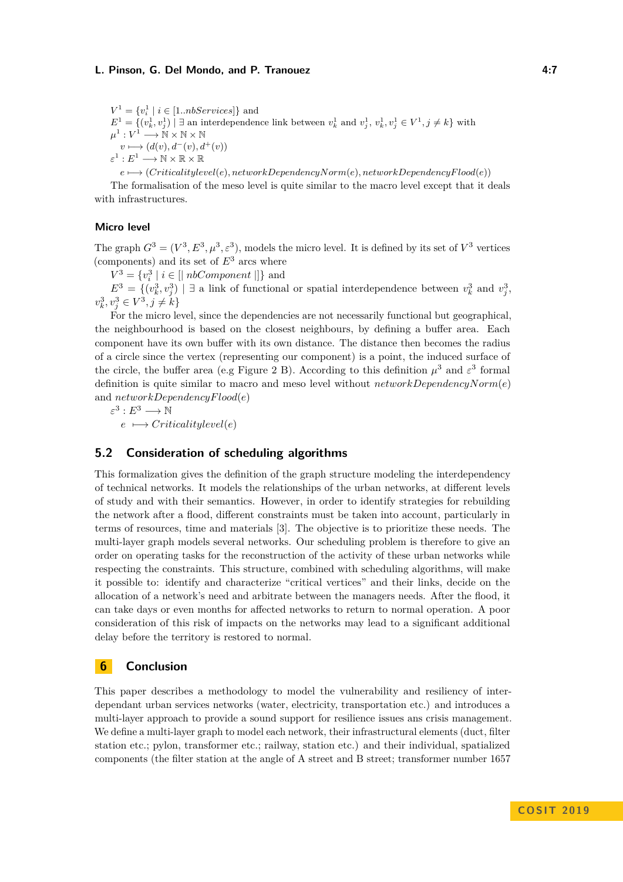$V^1 = \{v_i^1 \mid i \in [1..nbServices]\}$ and
$E^1 = \{(v_k^1, v_j^1) \mid \exists$ an interdependence link between $v_k^1$ and $v_j^1$, $v_k^1, v_j^1 \in V^1, j \neq k\}$ with
$\mu^1 : V^1 \longrightarrow \mathbb{N} \times \mathbb{N} \times \mathbb{N}$
$v \longmapsto (d(v), d^-(v), d^+(v))$
$\varepsilon^1 : E^1 \longrightarrow \mathbb{N} \times \mathbb{R} \times \mathbb{R}$
$e \longmapsto (Criticalitylevel(e), networkDependencyNorm(e), networkDependencyFlood(e))$

The formalisation of the meso level is quite similar to the macro level except that it deals with infrastructures.

### Micro level

The graph $G^3 = (V^3, E^3, \mu^3, \varepsilon^3)$, models the micro level. It is defined by its set of $V^3$ vertices (components) and its set of $E^3$ arcs where

$V^3 = \{v_i^3 \mid i \in [| \; nbComponent \; |]\}$ and

$E^3 = \{(v_k^3, v_j^3) \mid \exists$ a link of functional or spatial interdependence between $v_k^3$ and $v_j^3$, $v_k^3, v_j^3 \in V^3, j \neq k\}$

For the micro level, since the dependencies are not necessarily functional but geographical, the neighbourhood is based on the closest neighbours, by defining a buffer area. Each component have its own buffer with its own distance. The distance then becomes the radius of a circle since the vertex (representing our component) is a point, the induced surface of the circle, the buffer area (e.g Figure 2 B). According to this definition $\mu^3$ and $\varepsilon^3$ formal definition is quite similar to macro and meso level without $networkDependencyNorm(e)$ and $networkDependencyFlood(e)$

$\varepsilon^3 : E^3 \longrightarrow \mathbb{N}$
$e \longmapsto Criticalitylevel(e)$

## 5.2 Consideration of scheduling algorithms

This formalization gives the definition of the graph structure modeling the interdependency of technical networks. It models the relationships of the urban networks, at different levels of study and with their semantics. However, in order to identify strategies for rebuilding the network after a flood, different constraints must be taken into account, particularly in terms of resources, time and materials [3]. The objective is to prioritize these needs. The multi-layer graph models several networks. Our scheduling problem is therefore to give an order on operating tasks for the reconstruction of the activity of these urban networks while respecting the constraints. This structure, combined with scheduling algorithms, will make it possible to: identify and characterize "critical vertices" and their links, decide on the allocation of a network's need and arbitrate between the managers needs. After the flood, it can take days or even months for affected networks to return to normal operation. A poor consideration of this risk of impacts on the networks may lead to a significant additional delay before the territory is restored to normal.

# 6 Conclusion

This paper describes a methodology to model the vulnerability and resiliency of interdependant urban services networks (water, electricity, transportation etc.) and introduces a multi-layer approach to provide a sound support for resilience issues ans crisis management. We define a multi-layer graph to model each network, their infrastructural elements (duct, filter station etc.; pylon, transformer etc.; railway, station etc.) and their individual, spatialized components (the filter station at the angle of A street and B street; transformer number 1657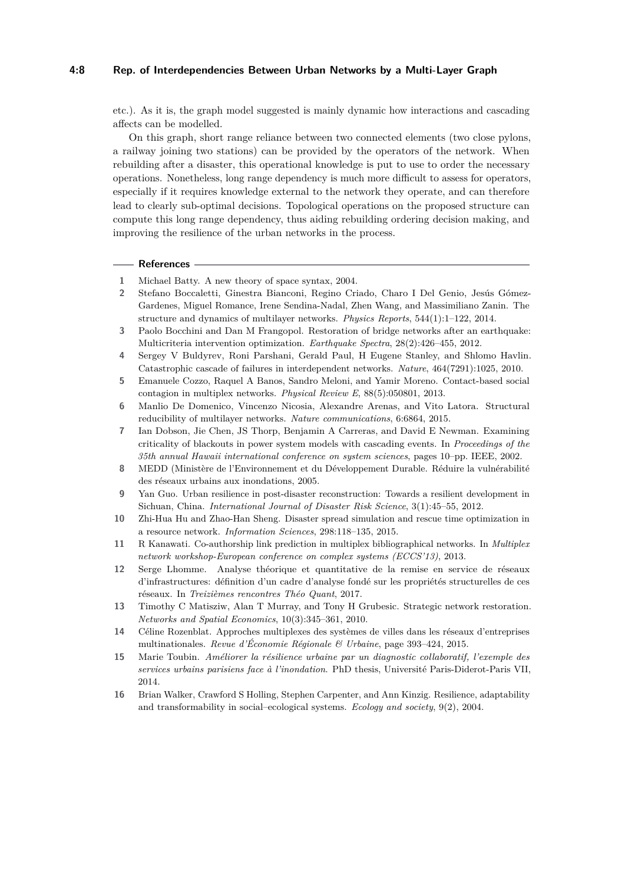etc.). As it is, the graph model suggested is mainly dynamic how interactions and cascading affects can be modelled.

On this graph, short range reliance between two connected elements (two close pylons, a railway joining two stations) can be provided by the operators of the network. When rebuilding after a disaster, this operational knowledge is put to use to order the necessary operations. Nonetheless, long range dependency is much more difficult to assess for operators, especially if it requires knowledge external to the network they operate, and can therefore lead to clearly sub-optimal decisions. Topological operations on the proposed structure can compute this long range dependency, thus aiding rebuilding ordering decision making, and improving the resilience of the urban networks in the process.

## References

1. Michael Batty. A new theory of space syntax, 2004.
2. Stefano Boccaletti, Ginestra Bianconi, Regino Criado, Charo I Del Genio, Jesús Gómez-Gardenes, Miguel Romance, Irene Sendina-Nadal, Zhen Wang, and Massimiliano Zanin. The structure and dynamics of multilayer networks. *Physics Reports*, 544(1):1–122, 2014.
3. Paolo Bocchini and Dan M Frangopol. Restoration of bridge networks after an earthquake: Multicriteria intervention optimization. *Earthquake Spectra*, 28(2):426–455, 2012.
4. Sergey V Buldyrev, Roni Parshani, Gerald Paul, H Eugene Stanley, and Shlomo Havlin. Catastrophic cascade of failures in interdependent networks. *Nature*, 464(7291):1025, 2010.
5. Emanuele Cozzo, Raquel A Banos, Sandro Meloni, and Yamir Moreno. Contact-based social contagion in multiplex networks. *Physical Review E*, 88(5):050801, 2013.
6. Manlio De Domenico, Vincenzo Nicosia, Alexandre Arenas, and Vito Latora. Structural reducibility of multilayer networks. *Nature communications*, 6:6864, 2015.
7. Ian Dobson, Jie Chen, JS Thorp, Benjamin A Carreras, and David E Newman. Examining criticality of blackouts in power system models with cascading events. In *Proceedings of the 35th annual Hawaii international conference on system sciences*, pages 10–pp. IEEE, 2002.
8. MEDD (Ministère de l'Environnement et du Développement Durable. Réduire la vulnérabilité des réseaux urbains aux inondations, 2005.
9. Yan Guo. Urban resilience in post-disaster reconstruction: Towards a resilient development in Sichuan, China. *International Journal of Disaster Risk Science*, 3(1):45–55, 2012.
10. Zhi-Hua Hu and Zhao-Han Sheng. Disaster spread simulation and rescue time optimization in a resource network. *Information Sciences*, 298:118–135, 2015.
11. R Kanawati. Co-authorship link prediction in multiplex bibliographical networks. In *Multiplex network workshop-European conference on complex systems (ECCS'13)*, 2013.
12. Serge Lhomme. Analyse théorique et quantitative de la remise en service de réseaux d'infrastructures: définition d'un cadre d'analyse fondé sur les propriétés structurelles de ces réseaux. In *Treizièmes rencontres Théo Quant*, 2017.
13. Timothy C Matisziw, Alan T Murray, and Tony H Grubesic. Strategic network restoration. *Networks and Spatial Economics*, 10(3):345–361, 2010.
14. Céline Rozenblat. Approches multiplexes des systèmes de villes dans les réseaux d'entreprises multinationales. *Revue d'Économie Régionale & Urbaine*, page 393–424, 2015.
15. Marie Toubin. *Améliorer la résilience urbaine par un diagnostic collaboratif, l'exemple des services urbains parisiens face à l'inondation.* PhD thesis, Université Paris-Diderot-Paris VII, 2014.
16. Brian Walker, Crawford S Holling, Stephen Carpenter, and Ann Kinzig. Resilience, adaptability and transformability in social–ecological systems. *Ecology and society*, 9(2), 2004.